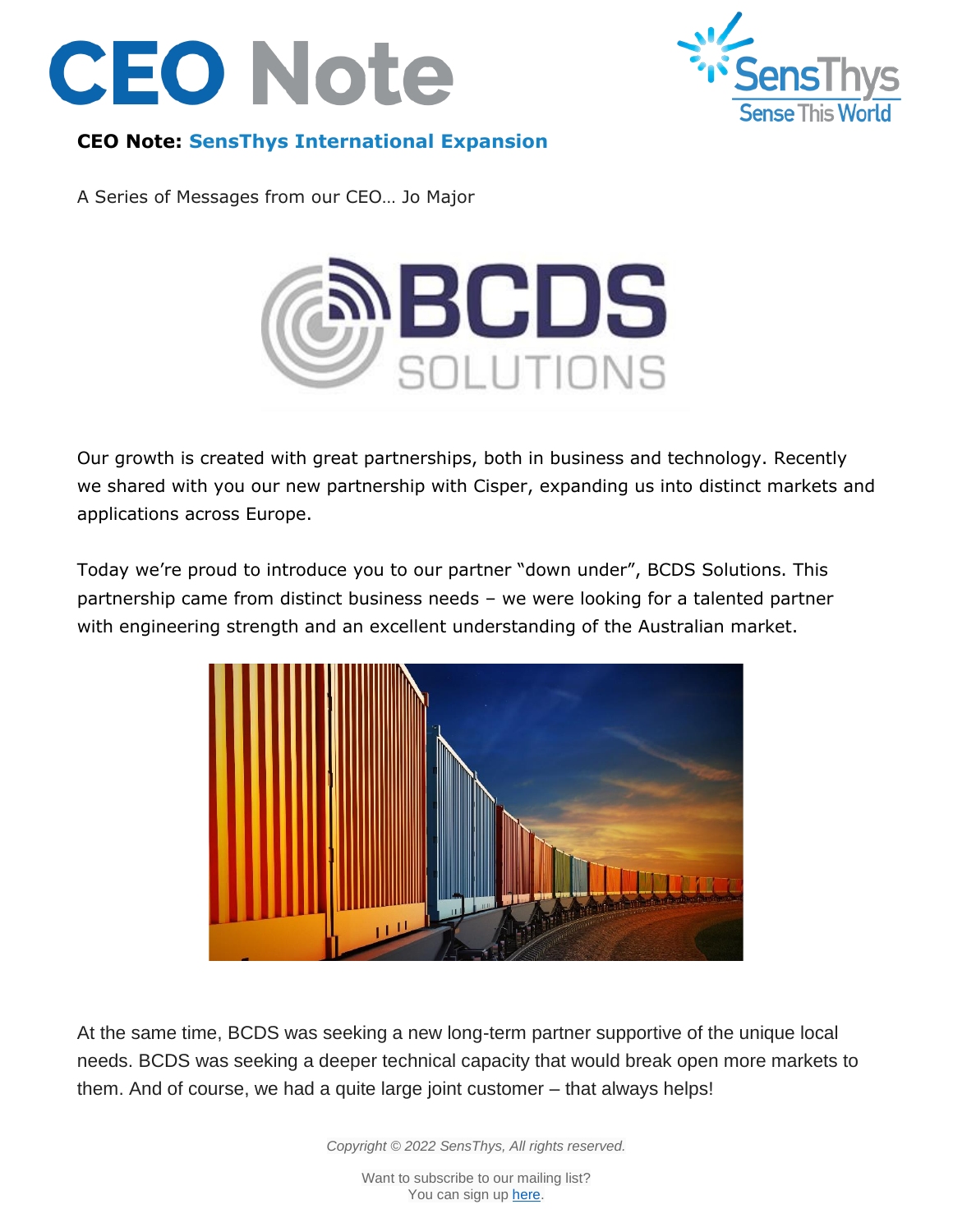# CEO Note

**CEO Note: SensThys International Expansion**

A Series of Messages from our CEO… Jo Major

Our growth is created with great partnerships, both in business and technology. Recently we shared with you our new partnership with Cisper, expanding us into distinct markets and applications across Europe.

Today we're proud to introduce you to our partner "down under", BCDS Solutions. This partnership came from distinct business needs – we were looking for a talented partner with engineering strength and an excellent understanding of the Australian market.

At the same time, BCDS was seeking a new long-term partner supportive of the unique local needs. BCDS was seeking a deeper technical capacity that would break open more markets to them. And of course, we had a quite large joint customer – that always helps!

*Copyright © 2022 SensThys, All rights reserved.*

Want to subscribe to our mailing list?
You can sign up here.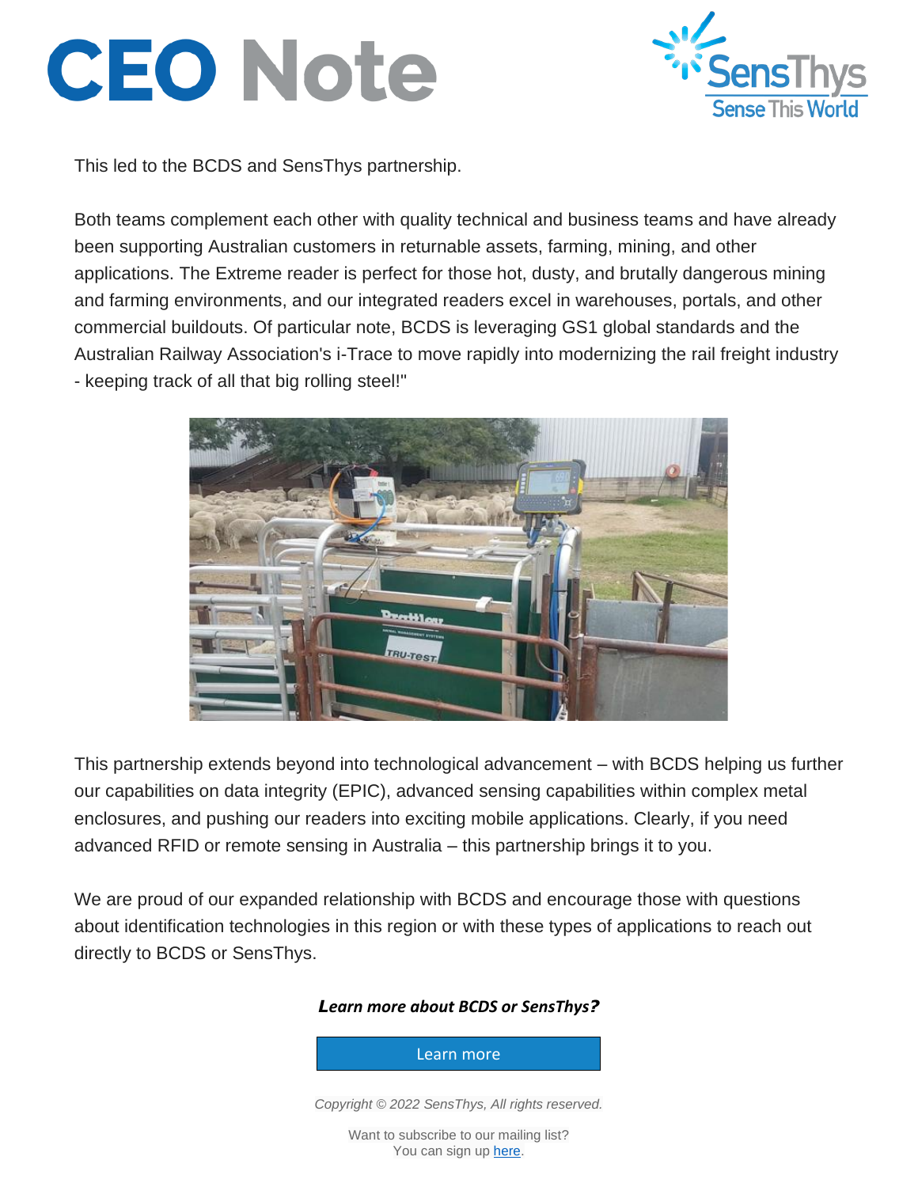# CEO Note

This led to the BCDS and SensThys partnership.

Both teams complement each other with quality technical and business teams and have already been supporting Australian customers in returnable assets, farming, mining, and other applications. The Extreme reader is perfect for those hot, dusty, and brutally dangerous mining and farming environments, and our integrated readers excel in warehouses, portals, and other commercial buildouts. Of particular note, BCDS is leveraging GS1 global standards and the Australian Railway Association's i-Trace to move rapidly into modernizing the rail freight industry - keeping track of all that big rolling steel!"

This partnership extends beyond into technological advancement – with BCDS helping us further our capabilities on data integrity (EPIC), advanced sensing capabilities within complex metal enclosures, and pushing our readers into exciting mobile applications. Clearly, if you need advanced RFID or remote sensing in Australia – this partnership brings it to you.

We are proud of our expanded relationship with BCDS and encourage those with questions about identification technologies in this region or with these types of applications to reach out directly to BCDS or SensThys.

***Learn more about BCDS or SensThys?***

Learn more

*Copyright © 2022 SensThys, All rights reserved.*

Want to subscribe to our mailing list?
You can sign up here.